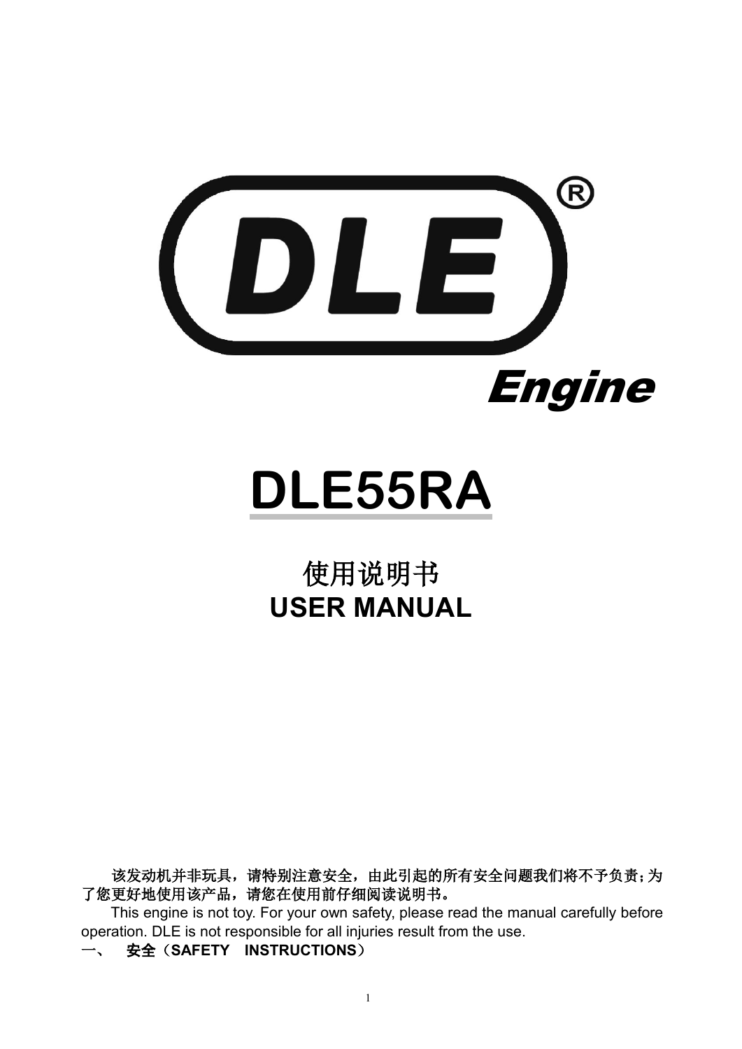# DLE®

**Engine**

# DLE55RA

## 使用说明书
## USER MANUAL

该发动机并非玩具，请特别注意安全，由此引起的所有安全问题我们将不予负责；为了您更好地使用该产品，请您在使用前仔细阅读说明书。

This engine is not toy. For your own safety, please read the manual carefully before operation. DLE is not responsible for all injuries result from the use.

## 一、 安全（SAFETY INSTRUCTIONS）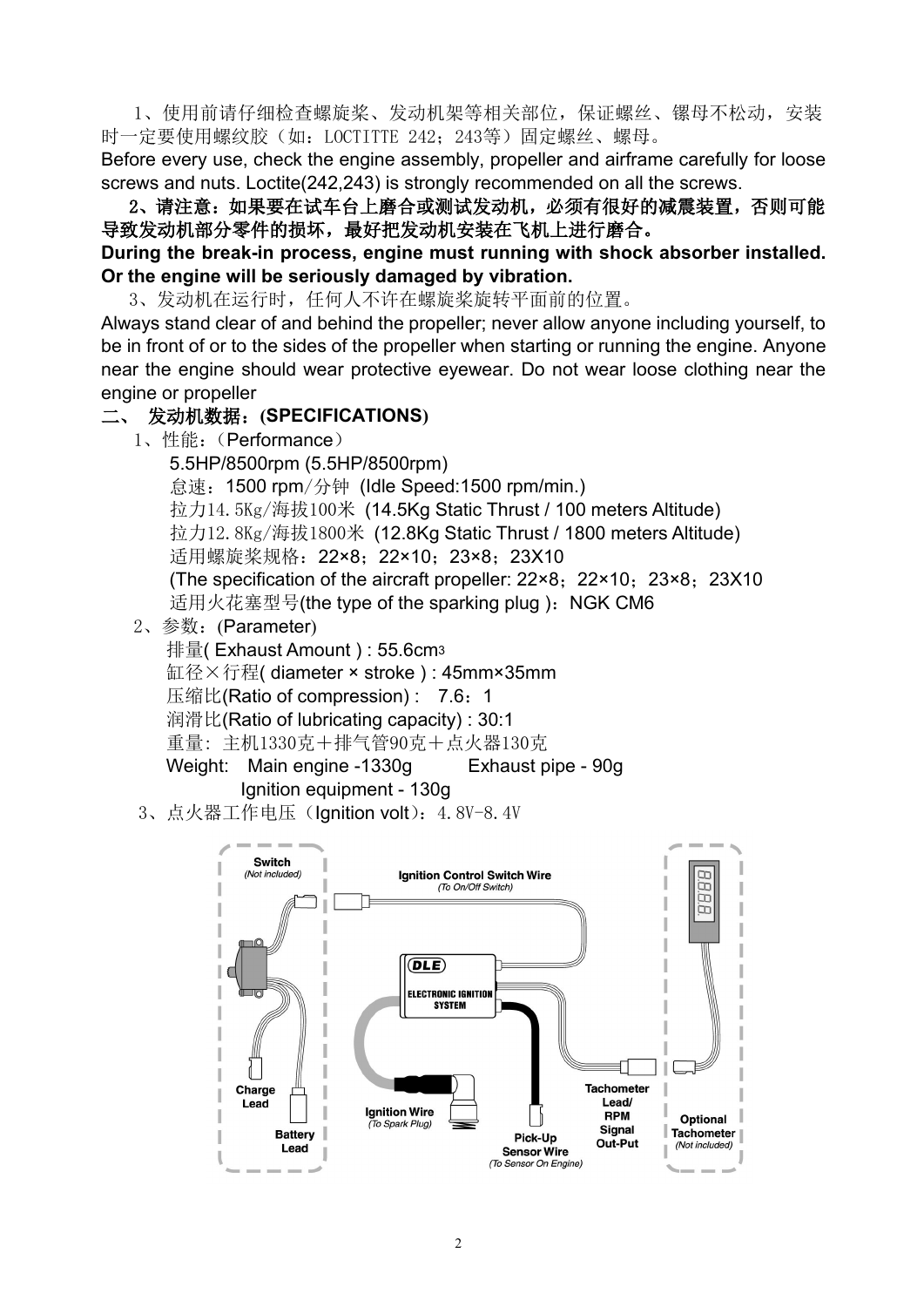1、使用前请仔细检查螺旋桨、发动机架等相关部位，保证螺丝、镙母不松动，安装时一定要使用螺纹胶（如：LOCTITTE 242；243等）固定螺丝、螺母。
Before every use, check the engine assembly, propeller and airframe carefully for loose screws and nuts. Loctite(242,243) is strongly recommended on all the screws.

**2、请注意：如果要在试车台上磨合或测试发动机，必须有很好的减震装置，否则可能导致发动机部分零件的损坏，最好把发动机安装在飞机上进行磨合。**
**During the break-in process, engine must running with shock absorber installed. Or the engine will be seriously damaged by vibration.**

3、发动机在运行时，任何人不许在螺旋桨旋转平面前的位置。
Always stand clear of and behind the propeller; never allow anyone including yourself, to be in front of or to the sides of the propeller when starting or running the engine. Anyone near the engine should wear protective eyewear. Do not wear loose clothing near the engine or propeller

## 二、 发动机数据：(SPECIFICATIONS)

1、性能：（Performance）

5.5HP/8500rpm (5.5HP/8500rpm)
怠速：1500 rpm/分钟 (Idle Speed:1500 rpm/min.)
拉力14.5Kg/海拔100米 (14.5Kg Static Thrust / 100 meters Altitude)
拉力12.8Kg/海拔1800米 (12.8Kg Static Thrust / 1800 meters Altitude)
适用螺旋桨规格：22×8；22×10；23×8；23X10
(The specification of the aircraft propeller: 22×8；22×10；23×8；23X10
适用火花塞型号(the type of the sparking plug )：NGK CM6

2、参数：(Parameter)

排量( Exhaust Amount ) : 55.6cm³
缸径×行程( diameter × stroke ) : 45mm×35mm
压缩比(Ratio of compression) : 7.6：1
润滑比(Ratio of lubricating capacity) : 30:1
重量：主机1330克＋排气管90克＋点火器130克
Weight: Main engine -1330g Exhaust pipe - 90g
Ignition equipment - 130g

3、点火器工作电压（Ignition volt）：4.8V-8.4V

Switch (Not included)
Ignition Control Switch Wire (To On/Off Switch)
DLE ELECTRONIC IGNITION SYSTEM
Charge Lead
Battery Lead
Ignition Wire (To Spark Plug)
Pick-Up Sensor Wire (To Sensor On Engine)
Tachometer Lead/ RPM Signal Out-Put
Optional Tachometer (Not included)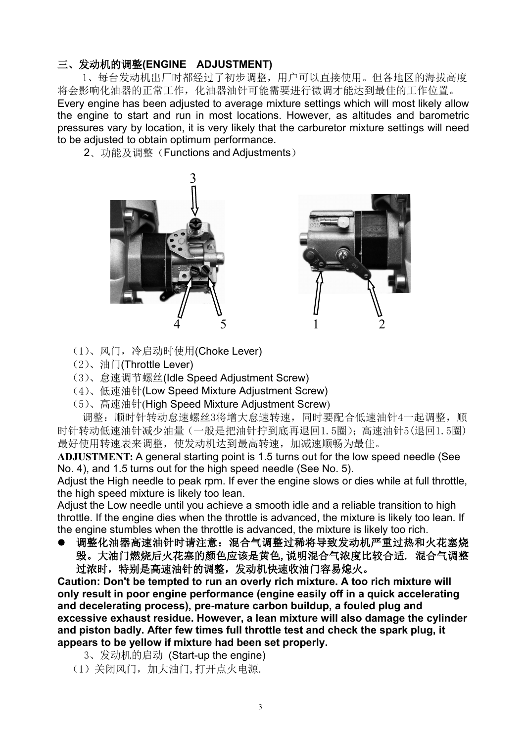## 三、发动机的调整(ENGINE　ADJUSTMENT)

1、每台发动机出厂时都经过了初步调整，用户可以直接使用。但各地区的海拔高度将会影响化油器的正常工作，化油器油针可能需要进行微调才能达到最佳的工作位置。
Every engine has been adjusted to average mixture settings which will most likely allow the engine to start and run in most locations. However, as altitudes and barometric pressures vary by location, it is very likely that the carburetor mixture settings will need to be adjusted to obtain optimum performance.

2、功能及调整（Functions and Adjustments）

3

4　　5　　　　1　　2

（1）、风门，冷启动时使用(Choke Lever)
（2）、油门(Throttle Lever)
（3）、怠速调节螺丝(Idle Speed Adjustment Screw)
（4）、低速油针(Low Speed Mixture Adjustment Screw)
（5）、高速油针(High Speed Mixture Adjustment Screw)

调整：顺时针转动怠速螺丝3将增大怠速转速，同时要配合低速油针4一起调整，顺时针转动低速油针减少油量（一般是把油针拧到底再退回1.5圈）；高速油针5(退回1.5圈)最好使用转速表来调整，使发动机达到最高转速，加减速顺畅为最佳。

**ADJUSTMENT:** A general starting point is 1.5 turns out for the low speed needle (See No. 4), and 1.5 turns out for the high speed needle (See No. 5).
Adjust the High needle to peak rpm. If ever the engine slows or dies while at full throttle, the high speed mixture is likely too lean.
Adjust the Low needle until you achieve a smooth idle and a reliable transition to high throttle. If the engine dies when the throttle is advanced, the mixture is likely too lean. If the engine stumbles when the throttle is advanced, the mixture is likely too rich.

- **调整化油器高速油针时请注意：混合气调整过稀将导致发动机严重过热和火花塞烧毁。大油门燃烧后火花塞的颜色应该是黄色, 说明混合气浓度比较合适. 混合气调整过浓时，特别是高速油针的调整，发动机快速收油门容易熄火。**

**Caution: Don't be tempted to run an overly rich mixture. A too rich mixture will only result in poor engine performance (engine easily off in a quick accelerating and decelerating process), pre-mature carbon buildup, a fouled plug and excessive exhaust residue. However, a lean mixture will also damage the cylinder and piston badly. After few times full throttle test and check the spark plug, it appears to be yellow if mixture had been set properly.**

3、发动机的启动 (Start-up the engine)

（1）关闭风门，加大油门, 打开点火电源.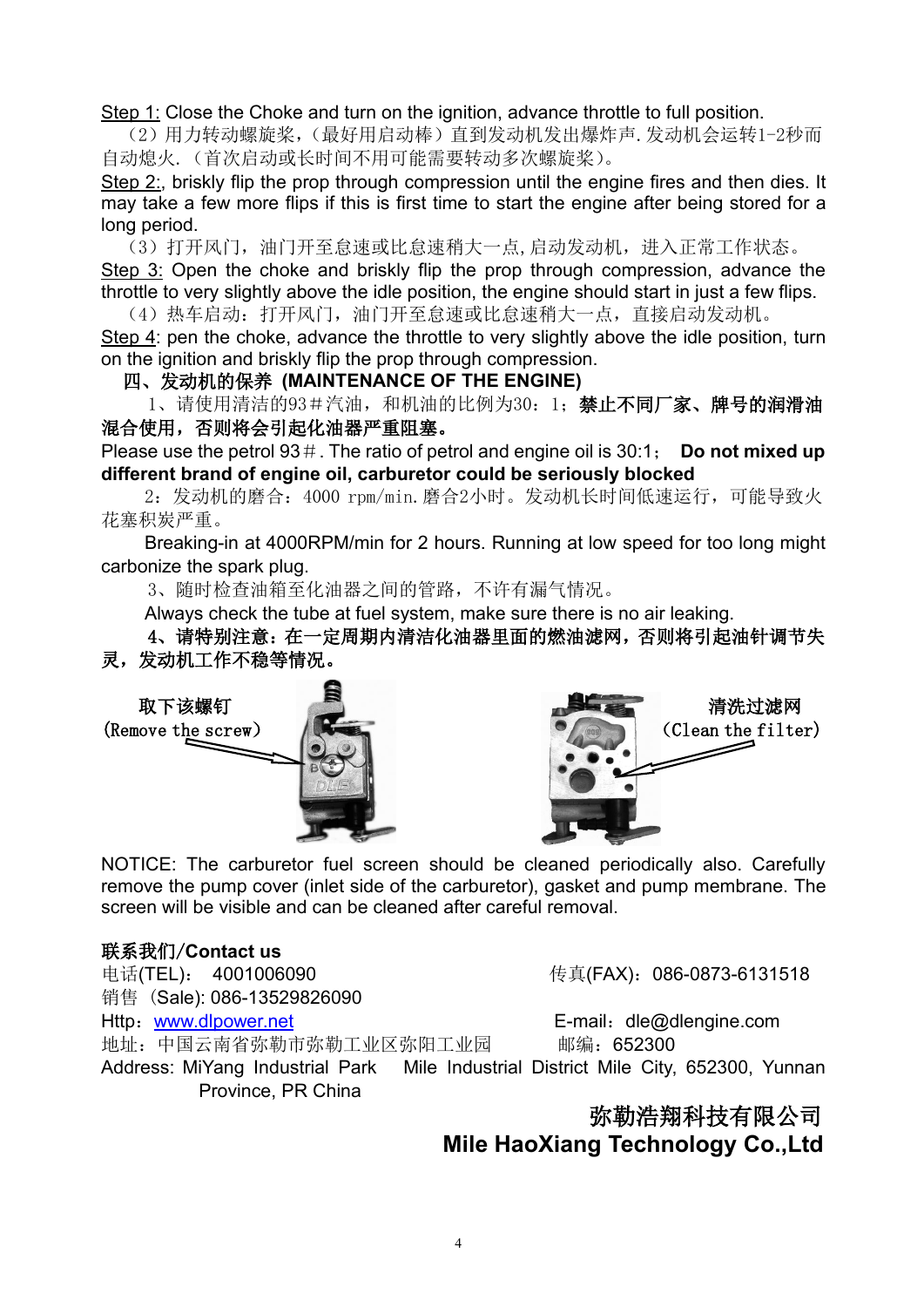Step 1: Close the Choke and turn on the ignition, advance throttle to full position.

（2）用力转动螺旋桨，（最好用启动棒）直到发动机发出爆炸声．发动机会运转1-2秒而自动熄火．（首次启动或长时间不用可能需要转动多次螺旋桨）。

Step 2:, briskly flip the prop through compression until the engine fires and then dies. It may take a few more flips if this is first time to start the engine after being stored for a long period.

（3）打开风门，油门开至怠速或比怠速稍大一点，启动发动机，进入正常工作状态。

Step 3: Open the choke and briskly flip the prop through compression, advance the throttle to very slightly above the idle position, the engine should start in just a few flips.

（4）热车启动：打开风门，油门开至怠速或比怠速稍大一点，直接启动发动机。

Step 4: pen the choke, advance the throttle to very slightly above the idle position, turn on the ignition and briskly flip the prop through compression.

## 四、发动机的保养 (MAINTENANCE OF THE ENGINE)

1、请使用清洁的93＃汽油，和机油的比例为30：1；**禁止不同厂家、牌号的润滑油混合使用，否则将会引起化油器严重阻塞。**

Please use the petrol 93＃. The ratio of petrol and engine oil is 30:1； **Do not mixed up different brand of engine oil, carburetor could be seriously blocked**

2：发动机的磨合：4000 rpm/min.磨合2小时。发动机长时间低速运行，可能导致火花塞积炭严重。

Breaking-in at 4000RPM/min for 2 hours. Running at low speed for too long might carbonize the spark plug.

3、随时检查油箱至化油器之间的管路，不许有漏气情况。

Always check the tube at fuel system, make sure there is no air leaking.

**4、请特别注意：在一定周期内清洁化油器里面的燃油滤网，否则将引起油针调节失灵，发动机工作不稳等情况。**

取下该螺钉
(Remove the screw)

清洗过滤网
(Clean the filter)

NOTICE: The carburetor fuel screen should be cleaned periodically also. Carefully remove the pump cover (inlet side of the carburetor), gasket and pump membrane. The screen will be visible and can be cleaned after careful removal.

**联系我们/Contact us**

电话(TEL)：4001006090　　传真(FAX)：086-0873-6131518

销售（Sale): 086-13529826090

Http：www.dlpower.net　　E-mail：dle@dlengine.com

地址：中国云南省弥勒市弥勒工业区弥阳工业园　　邮编：652300

Address: MiYang Industrial Park Mile Industrial District Mile City, 652300, Yunnan Province, PR China

**弥勒浩翔科技有限公司**
**Mile HaoXiang Technology Co.,Ltd**